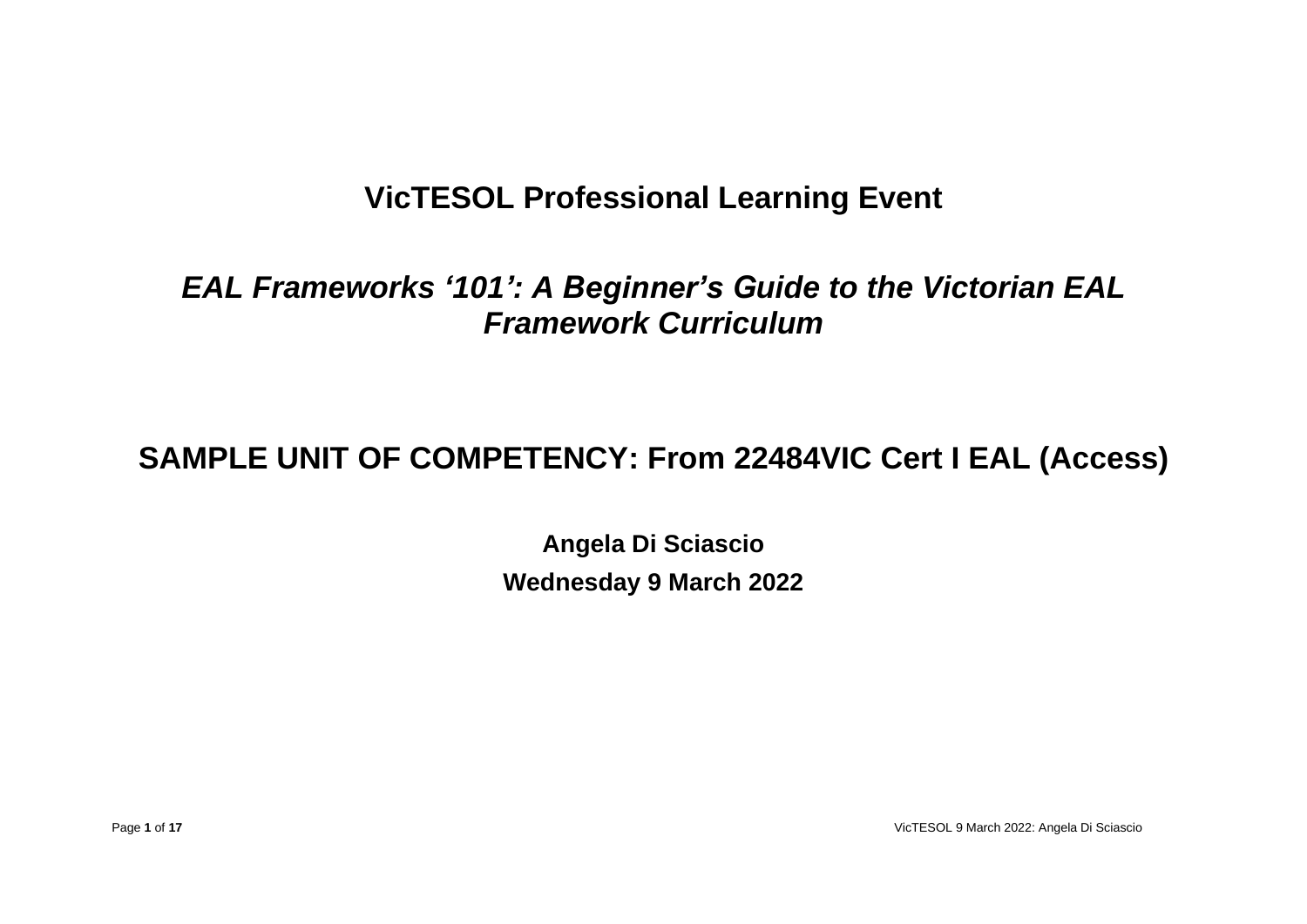# VicTESOL Professional Learning Event

## *EAL Frameworks '101': A Beginner's Guide to the Victorian EAL Framework Curriculum*

# SAMPLE UNIT OF COMPETENCY: From 22484VIC Cert I EAL (Access)

**Angela Di Sciascio**

**Wednesday 9 March 2022**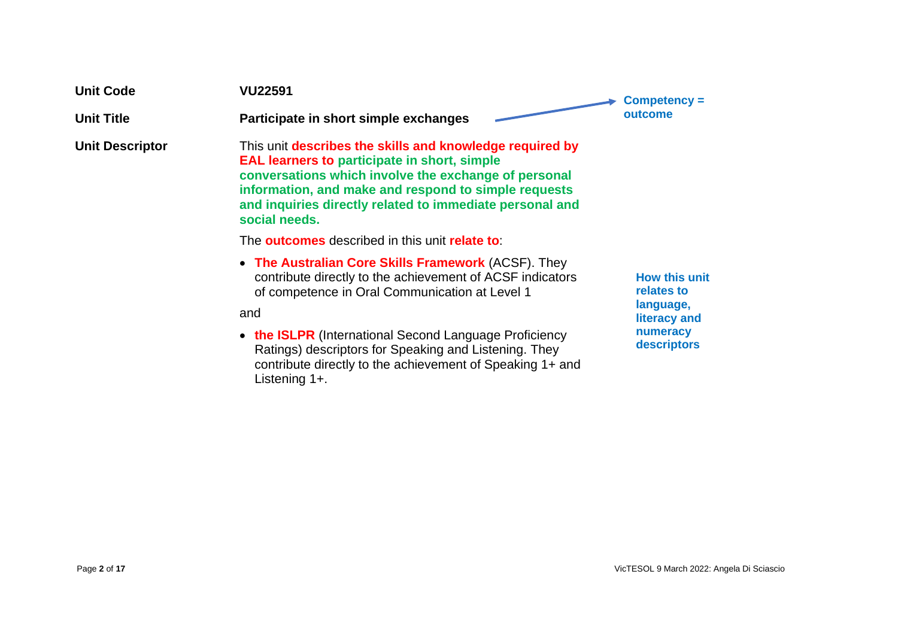| | |
|---|---|
| **Unit Code** | **VU22591** |
| **Unit Title** | **Participate in short simple exchanges** |
| **Unit Descriptor** | This unit **describes the skills and knowledge required by EAL learners to participate in short, simple conversations which involve the exchange of personal information, and make and respond to simple requests and inquiries directly related to immediate personal and social needs.** |

**Competency = outcome**

The **outcomes** described in this unit **relate to**:

- **The Australian Core Skills Framework** (ACSF). They contribute directly to the achievement of ACSF indicators of competence in Oral Communication at Level 1

and

- **the ISLPR** (International Second Language Proficiency Ratings) descriptors for Speaking and Listening. They contribute directly to the achievement of Speaking 1+ and Listening 1+.

**How this unit relates to language, literacy and numeracy descriptors**

VicTESOL 9 March 2022: Angela Di Sciascio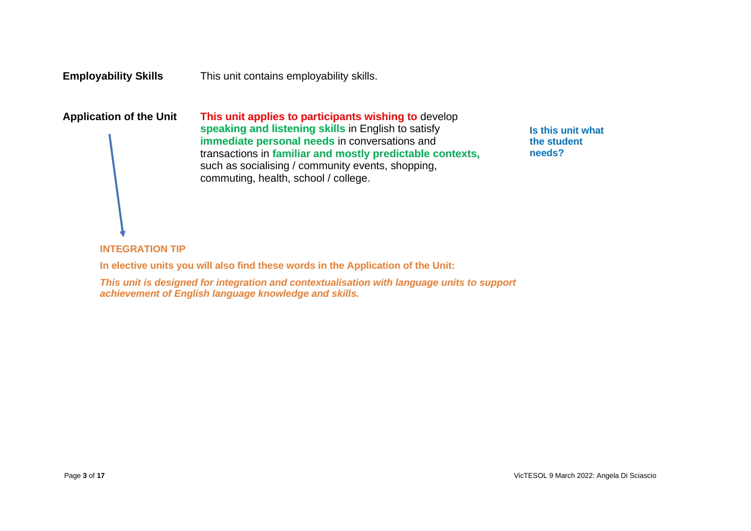**Employability Skills**

This unit contains employability skills.

**Application of the Unit**

**This unit applies to participants wishing to** develop **speaking and listening skills** in English to satisfy **immediate personal needs** in conversations and transactions in **familiar and mostly predictable contexts,** such as socialising / community events, shopping, commuting, health, school / college.

**Is this unit what the student needs?**

**INTEGRATION TIP**

**In elective units you will also find these words in the Application of the Unit:**

***This unit is designed for integration and contextualisation with language units to support achievement of English language knowledge and skills.***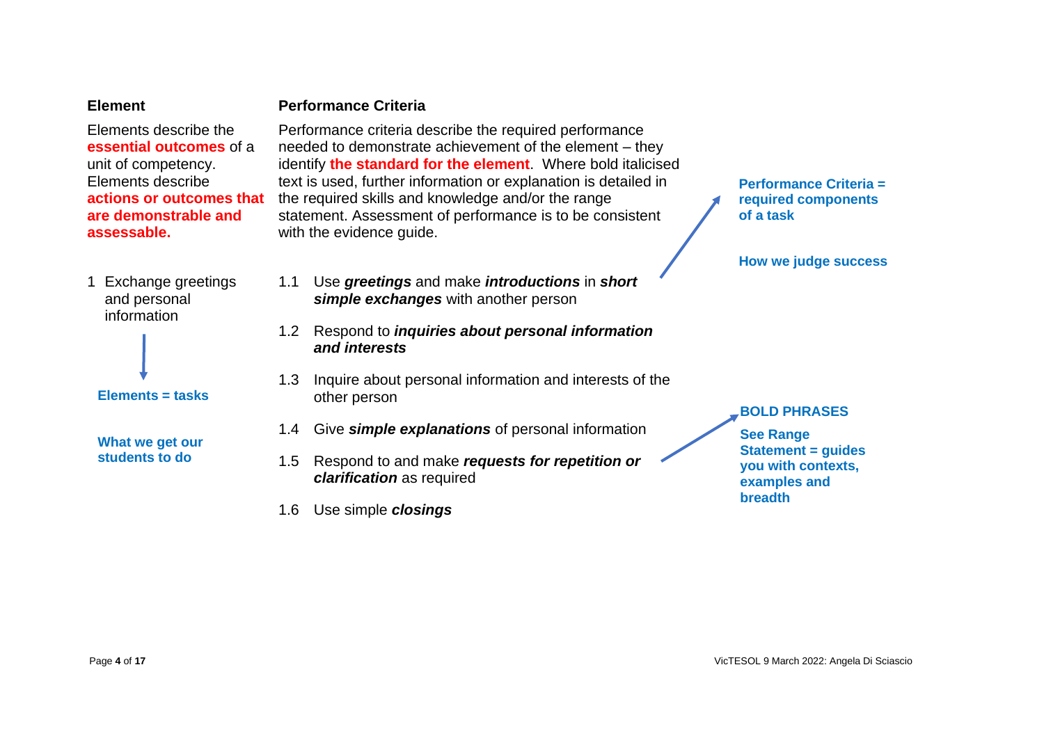| **Element** | **Performance Criteria** |
|---|---|
| Elements describe the **essential outcomes** of a unit of competency. Elements describe **actions or outcomes that are demonstrable and assessable.** | Performance criteria describe the required performance needed to demonstrate achievement of the element – they identify **the standard for the element**. Where bold italicised text is used, further information or explanation is detailed in the required skills and knowledge and/or the range statement. Assessment of performance is to be consistent with the evidence guide. |
| 1 Exchange greetings and personal information | 1.1 Use ***greetings*** and make ***introductions*** in ***short simple exchanges*** with another person |
| | 1.2 Respond to ***inquiries about personal information and interests*** |
| | 1.3 Inquire about personal information and interests of the other person |
| | 1.4 Give ***simple explanations*** of personal information |
| | 1.5 Respond to and make ***requests for repetition or clarification*** as required |
| | 1.6 Use simple ***closings*** |

**Elements = tasks**

**What we get our students to do**

**Performance Criteria = required components of a task**

**How we judge success**

**BOLD PHRASES**

**See Range Statement = guides you with contexts, examples and breadth**

VicTESOL 9 March 2022: Angela Di Sciascio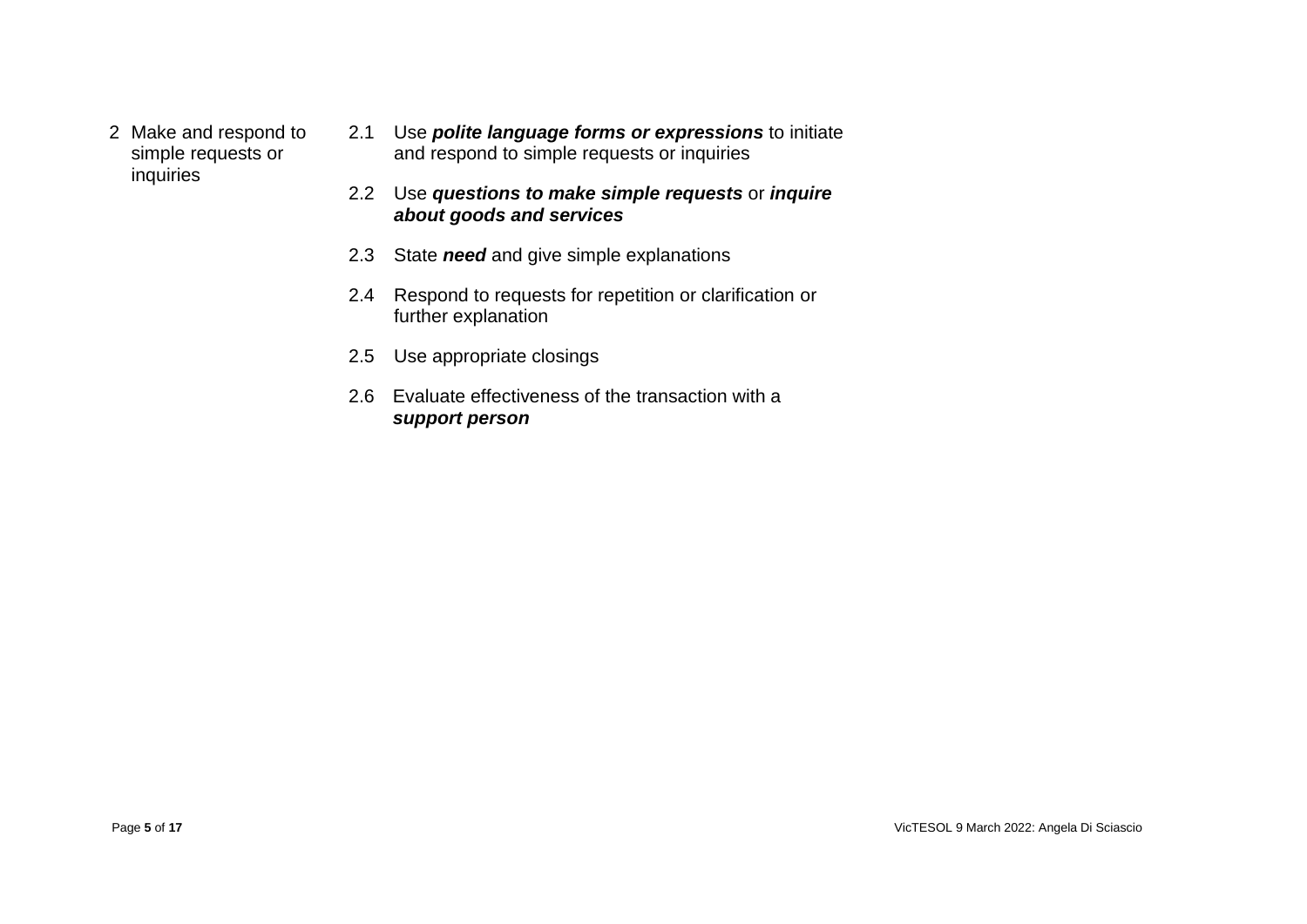| | |
|---|---|
| 2 Make and respond to simple requests or inquiries | 2.1 Use ***polite language forms or expressions*** to initiate and respond to simple requests or inquiries<br><br>2.2 Use ***questions to make simple requests*** or ***inquire about goods and services***<br><br>2.3 State ***need*** and give simple explanations<br><br>2.4 Respond to requests for repetition or clarification or further explanation<br><br>2.5 Use appropriate closings<br><br>2.6 Evaluate effectiveness of the transaction with a ***support person*** |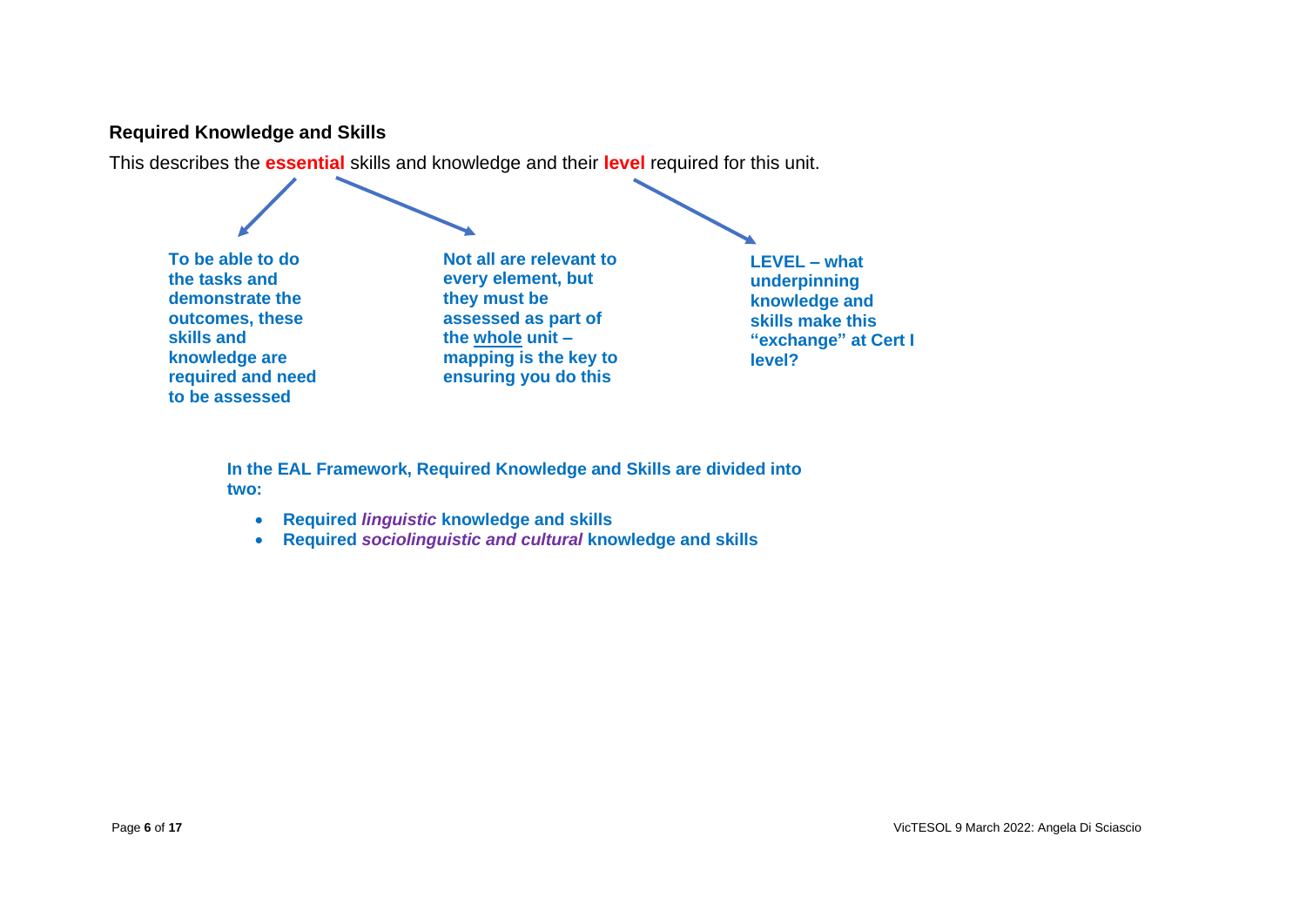### Required Knowledge and Skills

This describes the **essential** skills and knowledge and their **level** required for this unit.

**To be able to do the tasks and demonstrate the outcomes, these skills and knowledge are required and need to be assessed**

**Not all are relevant to every element, but they must be assessed as part of the whole unit – mapping is the key to ensuring you do this**

**LEVEL – what underpinning knowledge and skills make this "exchange" at Cert I level?**

**In the EAL Framework, Required Knowledge and Skills are divided into two:**

- **Required *linguistic* knowledge and skills**
- **Required *sociolinguistic and cultural* knowledge and skills**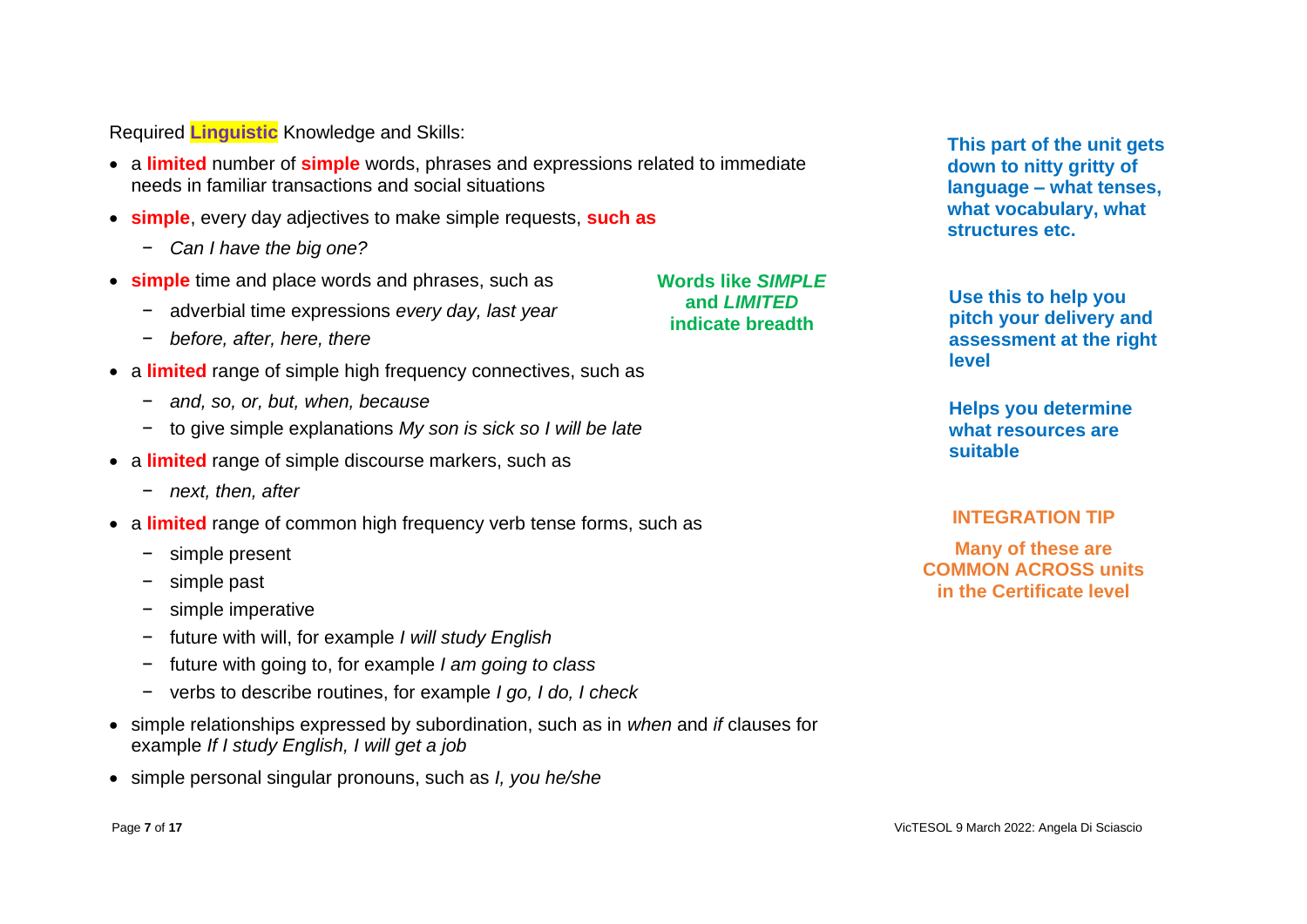Required **Linguistic** Knowledge and Skills:

- a **limited** number of **simple** words, phrases and expressions related to immediate needs in familiar transactions and social situations
- **simple**, every day adjectives to make simple requests, **such as**
  - *Can I have the big one?*
- **simple** time and place words and phrases, such as
  - adverbial time expressions *every day, last year*
  - *before, after, here, there*
- a **limited** range of simple high frequency connectives, such as
  - *and, so, or, but, when, because*
  - to give simple explanations *My son is sick so I will be late*
- a **limited** range of simple discourse markers, such as
  - *next, then, after*
- a **limited** range of common high frequency verb tense forms, such as
  - simple present
  - simple past
  - simple imperative
  - future with will, for example *I will study English*
  - future with going to, for example *I am going to class*
  - verbs to describe routines, for example *I go, I do, I check*
- simple relationships expressed by subordination, such as in *when* and *if* clauses for example *If I study English, I will get a job*
- simple personal singular pronouns, such as *I, you he/she*

**Words like *SIMPLE* and *LIMITED* indicate breadth**

**This part of the unit gets down to nitty gritty of language – what tenses, what vocabulary, what structures etc.**

**Use this to help you pitch your delivery and assessment at the right level**

**Helps you determine what resources are suitable**

**INTEGRATION TIP**

**Many of these are COMMON ACROSS units in the Certificate level**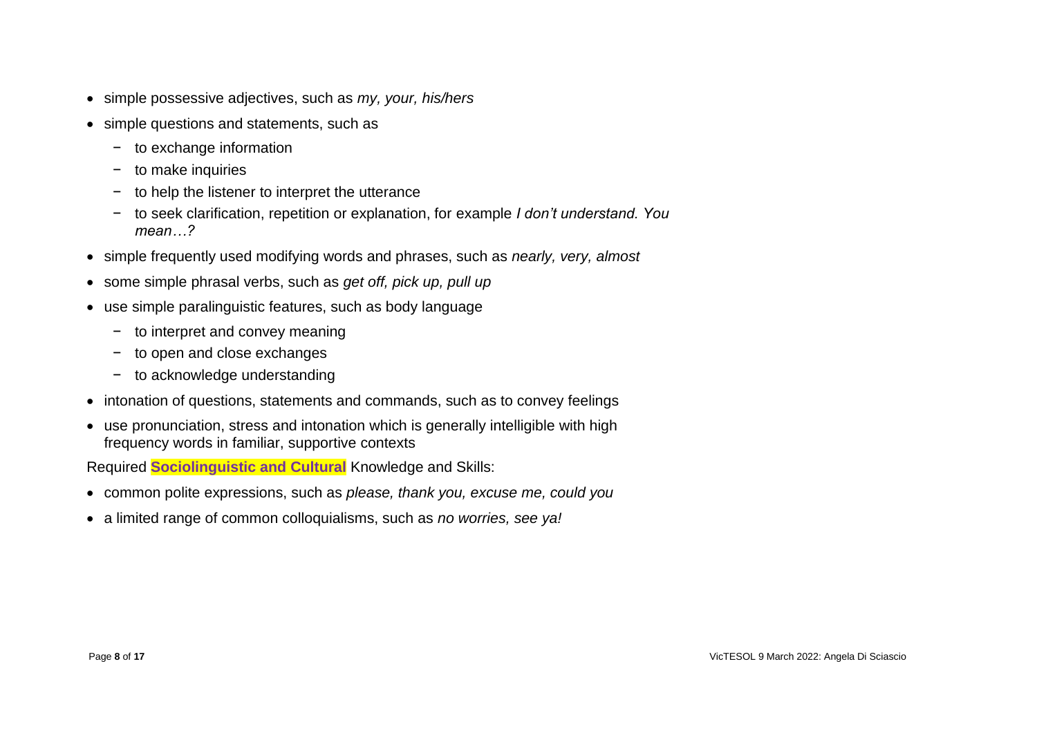- simple possessive adjectives, such as *my, your, his/hers*
- simple questions and statements, such as
  - to exchange information
  - to make inquiries
  - to help the listener to interpret the utterance
  - to seek clarification, repetition or explanation, for example *I don't understand. You mean…?*
- simple frequently used modifying words and phrases, such as *nearly, very, almost*
- some simple phrasal verbs, such as *get off, pick up, pull up*
- use simple paralinguistic features, such as body language
  - to interpret and convey meaning
  - to open and close exchanges
  - to acknowledge understanding
- intonation of questions, statements and commands, such as to convey feelings
- use pronunciation, stress and intonation which is generally intelligible with high frequency words in familiar, supportive contexts

Required **Sociolinguistic and Cultural** Knowledge and Skills:

- common polite expressions, such as *please, thank you, excuse me, could you*
- a limited range of common colloquialisms, such as *no worries, see ya!*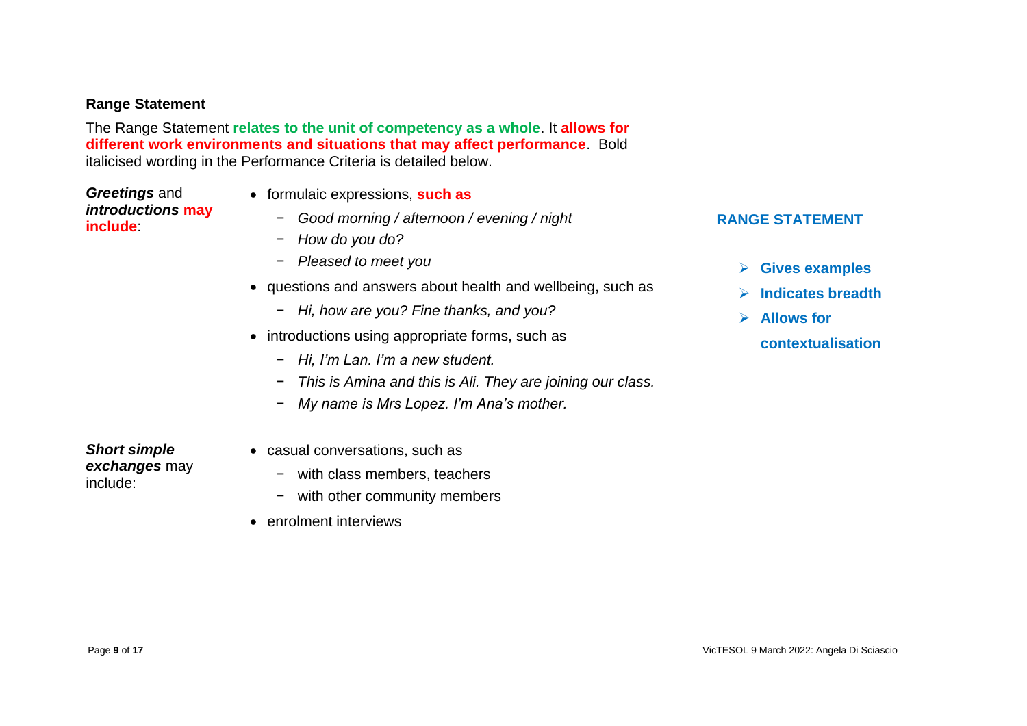**Range Statement**

The Range Statement **relates to the unit of competency as a whole**. It **allows for different work environments and situations that may affect performance**. Bold italicised wording in the Performance Criteria is detailed below.

***Greetings*** and ***introductions*** **may include**:

- formulaic expressions, **such as**
  - *Good morning / afternoon / evening / night*
  - *How do you do?*
  - *Pleased to meet you*
- questions and answers about health and wellbeing, such as
  - *Hi, how are you? Fine thanks, and you?*
- introductions using appropriate forms, such as
  - *Hi, I'm Lan. I'm a new student.*
  - *This is Amina and this is Ali. They are joining our class.*
  - *My name is Mrs Lopez. I'm Ana's mother.*

***Short simple exchanges*** may include:

- casual conversations, such as
  - with class members, teachers
  - with other community members
- enrolment interviews

**RANGE STATEMENT**

- **Gives examples**
- **Indicates breadth**
- **Allows for contextualisation**

VicTESOL 9 March 2022: Angela Di Sciascio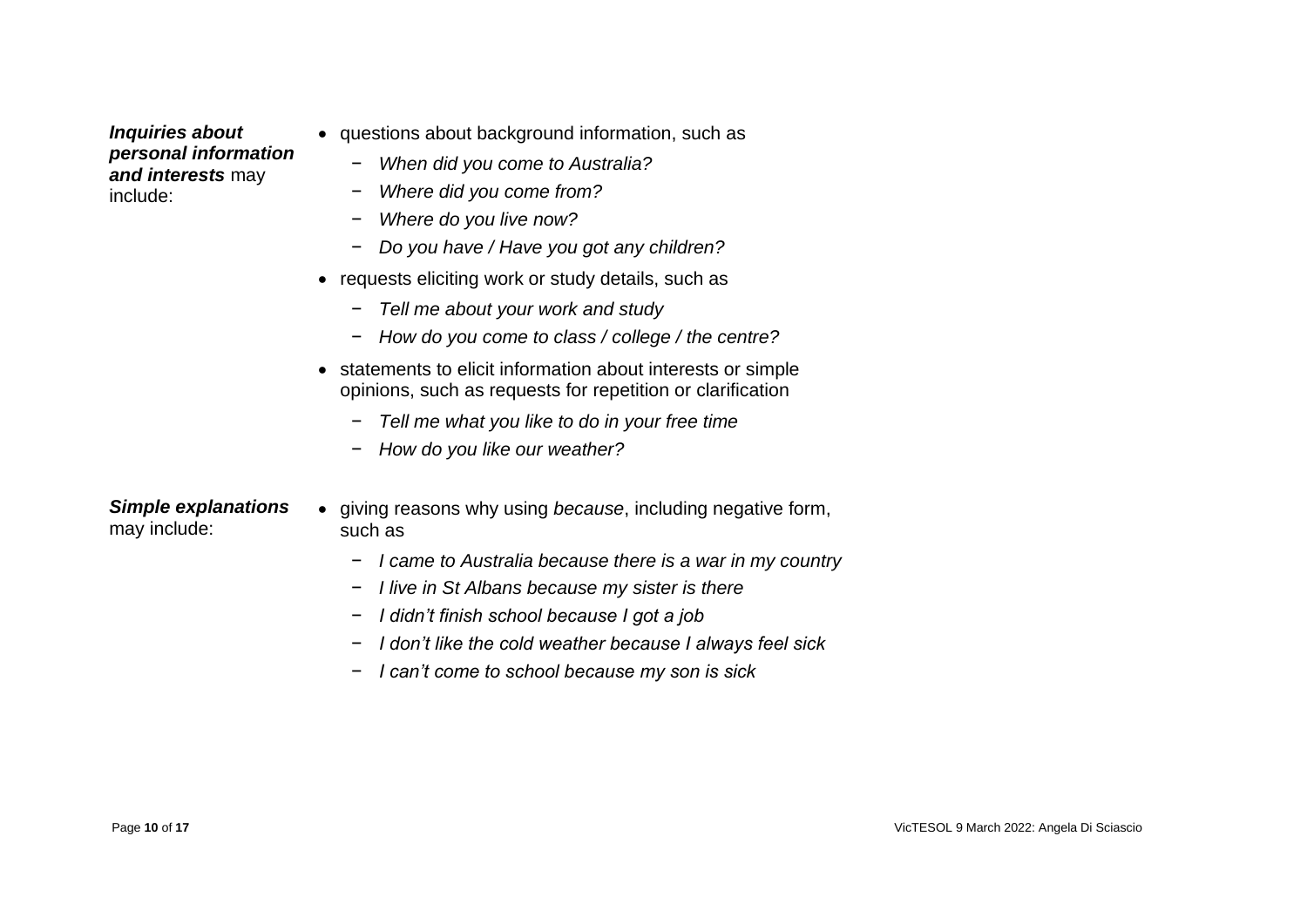***Inquiries about personal information and interests*** may include:

- questions about background information, such as
  - *When did you come to Australia?*
  - *Where did you come from?*
  - *Where do you live now?*
  - *Do you have / Have you got any children?*
- requests eliciting work or study details, such as
  - *Tell me about your work and study*
  - *How do you come to class / college / the centre?*
- statements to elicit information about interests or simple opinions, such as requests for repetition or clarification
  - *Tell me what you like to do in your free time*
  - *How do you like our weather?*

***Simple explanations*** may include:

- giving reasons why using *because*, including negative form, such as
  - *I came to Australia because there is a war in my country*
  - *I live in St Albans because my sister is there*
  - *I didn't finish school because I got a job*
  - *I don't like the cold weather because I always feel sick*
  - *I can't come to school because my son is sick*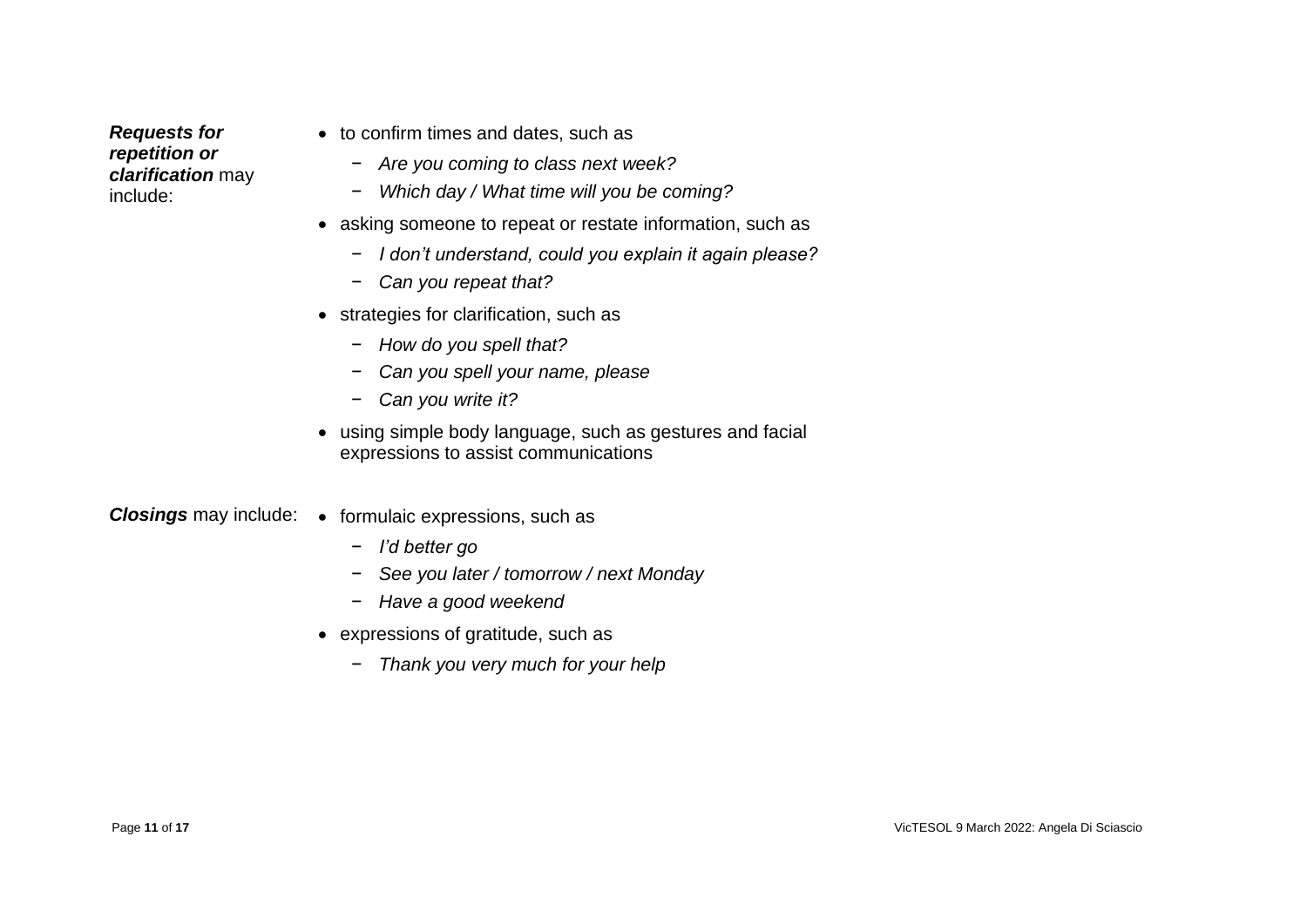***Requests for repetition or clarification*** may include:

- to confirm times and dates, such as
  - *Are you coming to class next week?*
  - *Which day / What time will you be coming?*
- asking someone to repeat or restate information, such as
  - *I don't understand, could you explain it again please?*
  - *Can you repeat that?*
- strategies for clarification, such as
  - *How do you spell that?*
  - *Can you spell your name, please*
  - *Can you write it?*
- using simple body language, such as gestures and facial expressions to assist communications

***Closings*** may include:

- formulaic expressions, such as
  - *I'd better go*
  - *See you later / tomorrow / next Monday*
  - *Have a good weekend*
- expressions of gratitude, such as
  - *Thank you very much for your help*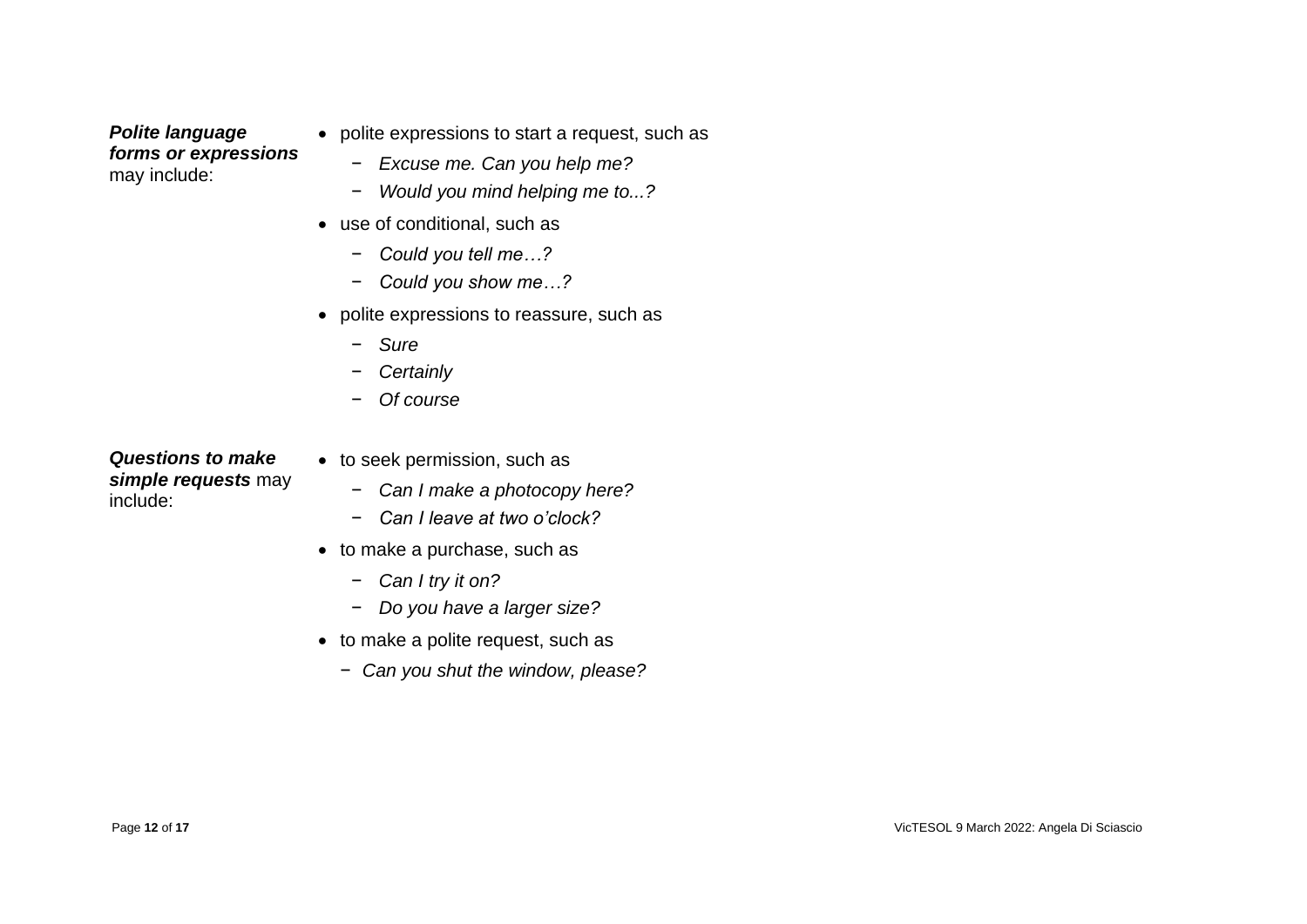***Polite language forms or expressions*** may include:

- polite expressions to start a request, such as
  - *Excuse me. Can you help me?*
  - *Would you mind helping me to...?*
- use of conditional, such as
  - *Could you tell me…?*
  - *Could you show me…?*
- polite expressions to reassure, such as
  - *Sure*
  - *Certainly*
  - *Of course*

***Questions to make simple requests*** may include:

- to seek permission, such as
  - *Can I make a photocopy here?*
  - *Can I leave at two o'clock?*
- to make a purchase, such as
  - *Can I try it on?*
  - *Do you have a larger size?*
- to make a polite request, such as
  - *Can you shut the window, please?*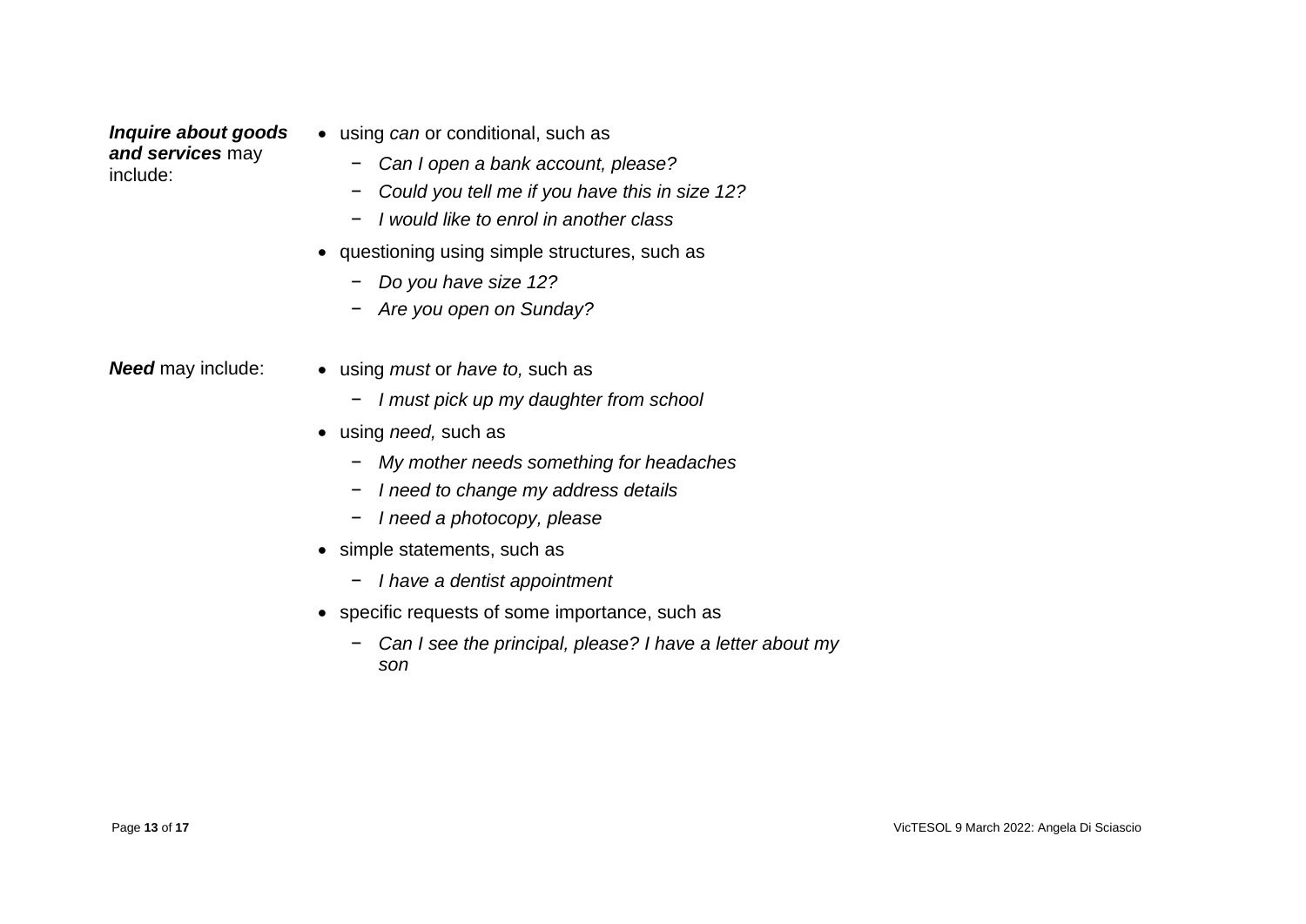| | |
|---|---|
| ***Inquire about goods and services*** may include: | • using *can* or conditional, such as<br>  − *Can I open a bank account, please?*<br>  − *Could you tell me if you have this in size 12?*<br>  − *I would like to enrol in another class*<br>• questioning using simple structures, such as<br>  − *Do you have size 12?*<br>  − *Are you open on Sunday?* |
| ***Need*** may include: | • using *must* or *have to,* such as<br>  − *I must pick up my daughter from school*<br>• using *need,* such as<br>  − *My mother needs something for headaches*<br>  − *I need to change my address details*<br>  − *I need a photocopy, please*<br>• simple statements, such as<br>  − *I have a dentist appointment*<br>• specific requests of some importance, such as<br>  − *Can I see the principal, please? I have a letter about my son* |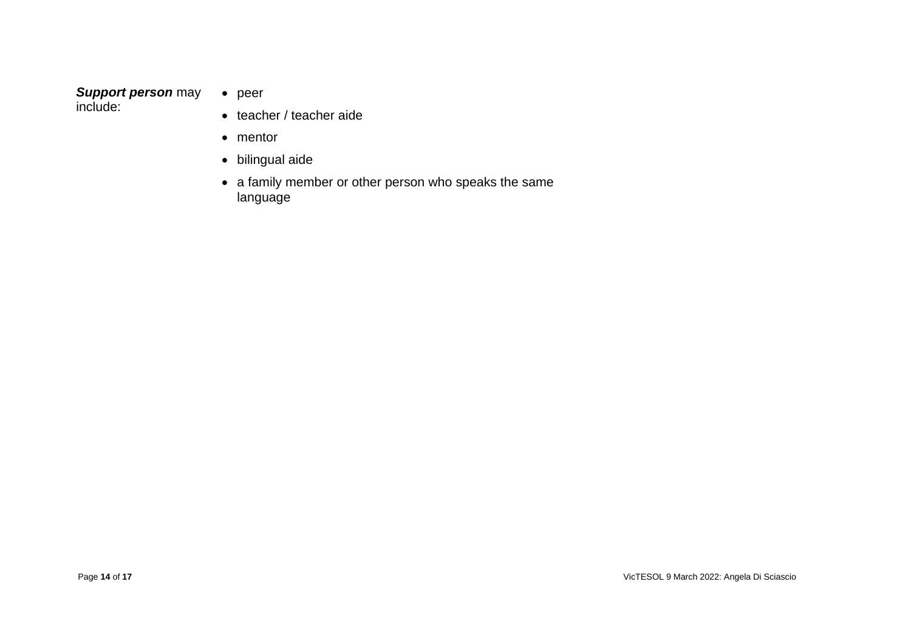***Support person*** may include:

- peer
- teacher / teacher aide
- mentor
- bilingual aide
- a family member or other person who speaks the same language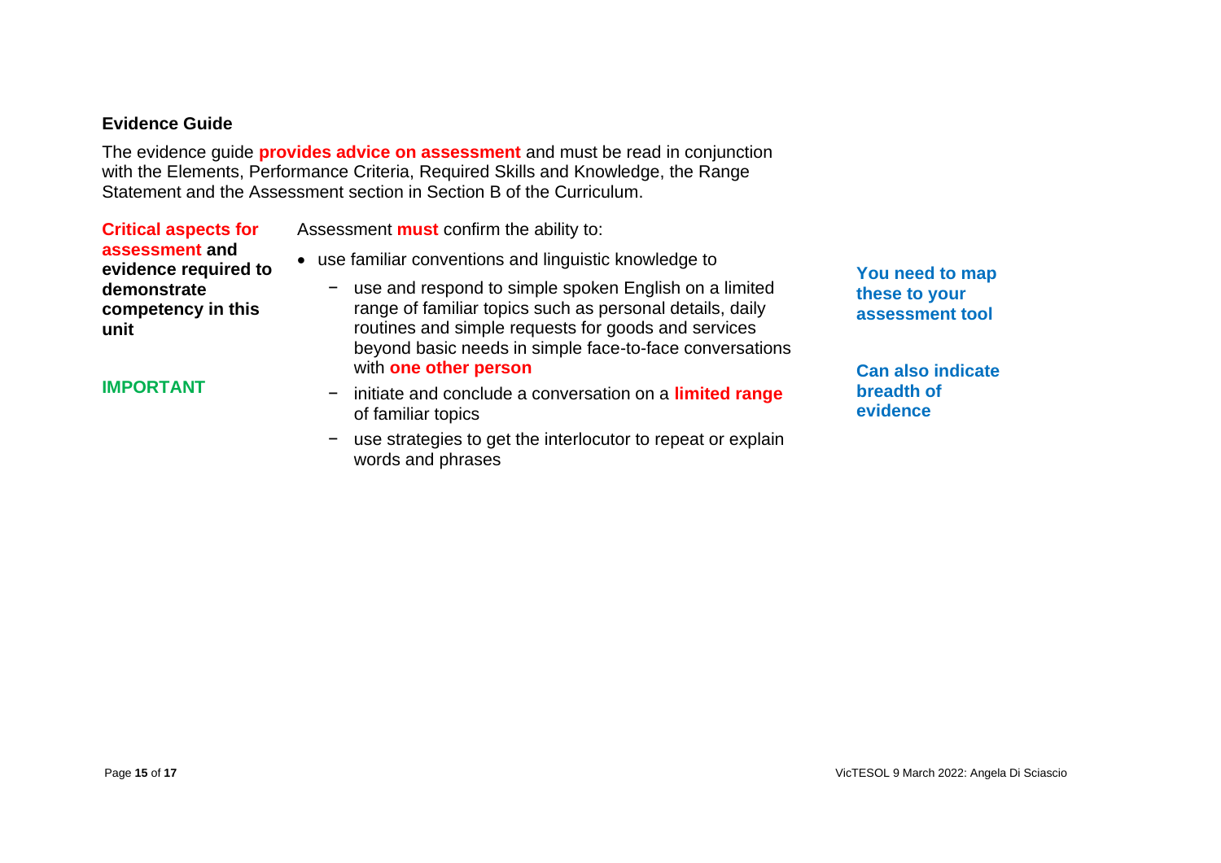**Evidence Guide**

The evidence guide **provides advice on assessment** and must be read in conjunction with the Elements, Performance Criteria, Required Skills and Knowledge, the Range Statement and the Assessment section in Section B of the Curriculum.

**Critical aspects for assessment and evidence required to demonstrate competency in this unit**

**IMPORTANT**

Assessment **must** confirm the ability to:

- use familiar conventions and linguistic knowledge to
  - use and respond to simple spoken English on a limited range of familiar topics such as personal details, daily routines and simple requests for goods and services beyond basic needs in simple face-to-face conversations with **one other person**
  - initiate and conclude a conversation on a **limited range** of familiar topics
  - use strategies to get the interlocutor to repeat or explain words and phrases

**You need to map these to your assessment tool**

**Can also indicate breadth of evidence**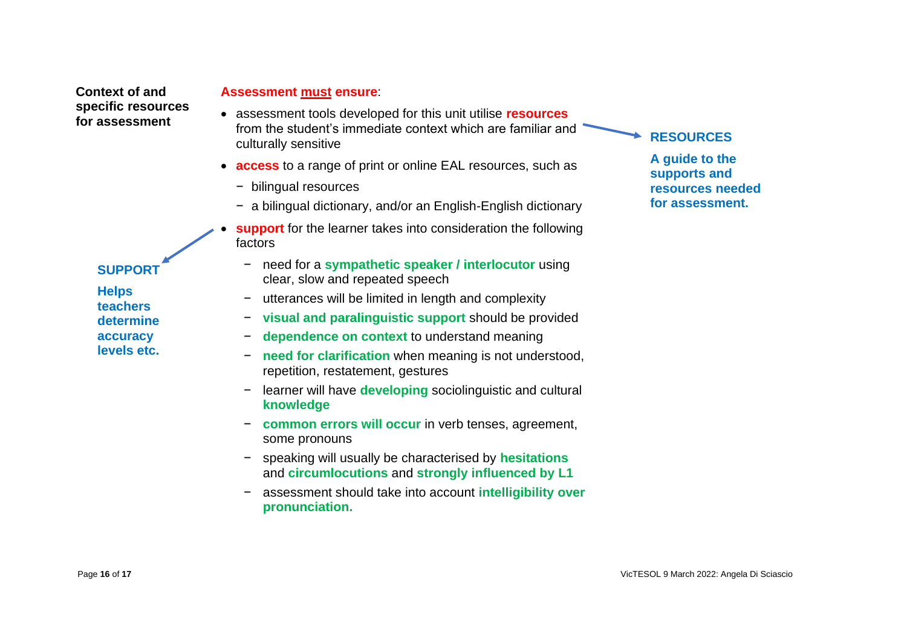**Context of and specific resources for assessment**

**Assessment must ensure**:

- assessment tools developed for this unit utilise **resources** from the student's immediate context which are familiar and culturally sensitive
- **access** to a range of print or online EAL resources, such as
  - bilingual resources
  - a bilingual dictionary, and/or an English-English dictionary
- **support** for the learner takes into consideration the following factors
  - need for a **sympathetic speaker / interlocutor** using clear, slow and repeated speech
  - utterances will be limited in length and complexity
  - **visual and paralinguistic support** should be provided
  - **dependence on context** to understand meaning
  - **need for clarification** when meaning is not understood, repetition, restatement, gestures
  - learner will have **developing** sociolinguistic and cultural **knowledge**
  - **common errors will occur** in verb tenses, agreement, some pronouns
  - speaking will usually be characterised by **hesitations** and **circumlocutions** and **strongly influenced by L1**
  - assessment should take into account **intelligibility over pronunciation.**

**RESOURCES**

**A guide to the supports and resources needed for assessment.**

**SUPPORT**

**Helps teachers determine accuracy levels etc.**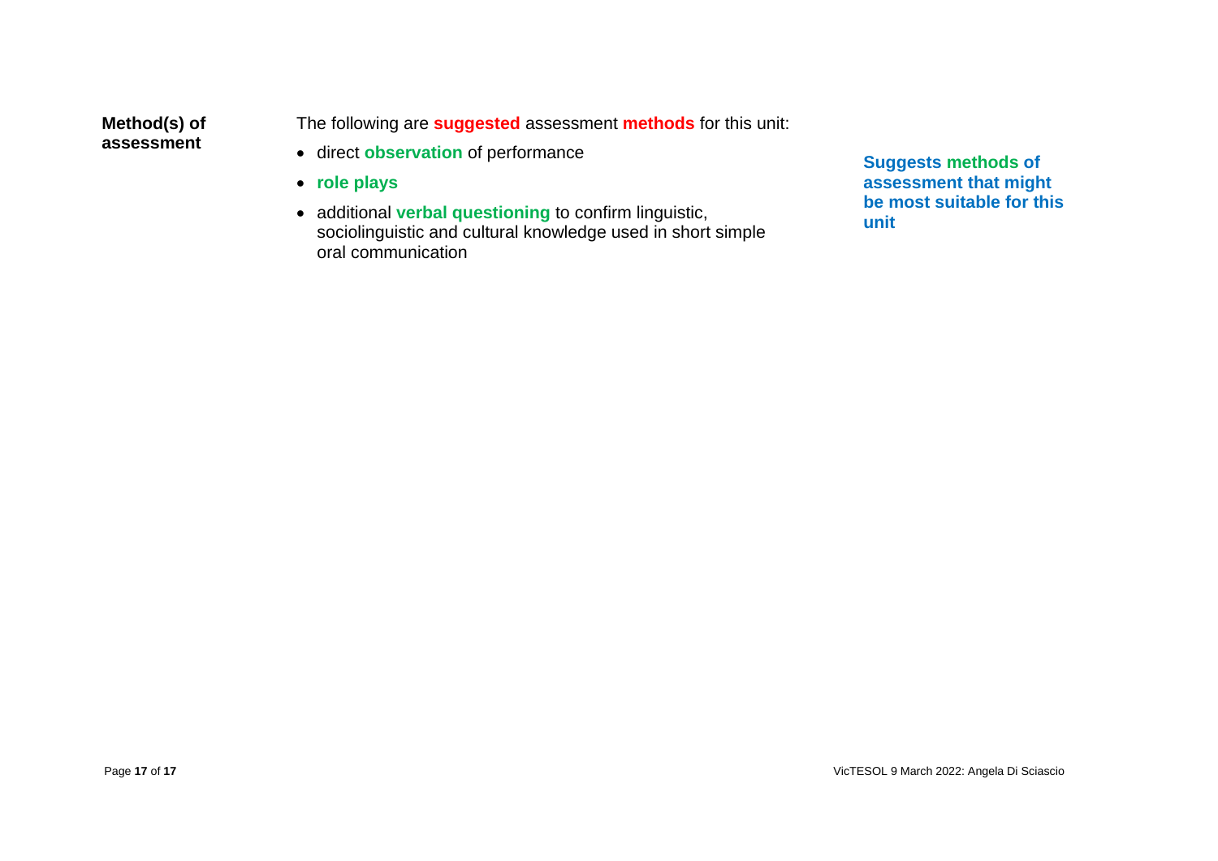| | | |
|---|---|---|
| **Method(s) of assessment** | The following are **suggested** assessment **methods** for this unit:<br>• direct **observation** of performance<br>• **role plays**<br>• additional **verbal questioning** to confirm linguistic, sociolinguistic and cultural knowledge used in short simple oral communication | **Suggests methods of assessment that might be most suitable for this unit** |